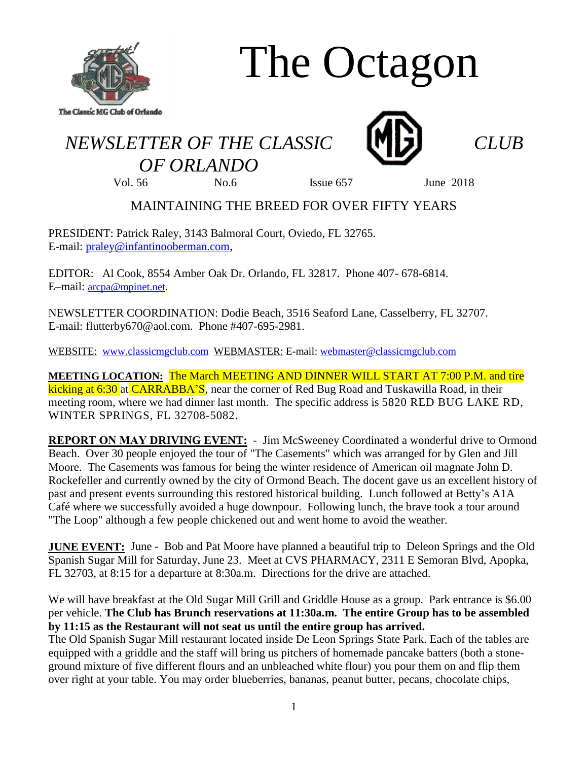# The Octagon

The Classic MG Club of Orlando

*NEWSLETTER OF THE CLASSIC MG CLUB OF ORLANDO*

Vol. 56 No.6 Issue 657 June 2018

MAINTAINING THE BREED FOR OVER FIFTY YEARS

PRESIDENT: Patrick Raley, 3143 Balmoral Court, Oviedo, FL 32765.
E-mail: praley@infantinooberman.com,

EDITOR: Al Cook, 8554 Amber Oak Dr. Orlando, FL 32817. Phone 407- 678-6814.
E–mail: arcpa@mpinet.net.

NEWSLETTER COORDINATION: Dodie Beach, 3516 Seaford Lane, Casselberry, FL 32707.
E-mail: flutterby670@aol.com. Phone #407-695-2981.

WEBSITE: www.classicmgclub.com WEBMASTER: E-mail: webmaster@classicmgclub.com

**MEETING LOCATION:** The March MEETING AND DINNER WILL START AT 7:00 P.M. and tire kicking at 6:30 at CARRABBA'S, near the corner of Red Bug Road and Tuskawilla Road, in their meeting room, where we had dinner last month. The specific address is 5820 RED BUG LAKE RD, WINTER SPRINGS, FL 32708-5082.

**REPORT ON MAY DRIVING EVENT:** - Jim McSweeney Coordinated a wonderful drive to Ormond Beach. Over 30 people enjoyed the tour of "The Casements" which was arranged for by Glen and Jill Moore. The Casements was famous for being the winter residence of American oil magnate John D. Rockefeller and currently owned by the city of Ormond Beach. The docent gave us an excellent history of past and present events surrounding this restored historical building. Lunch followed at Betty's A1A Café where we successfully avoided a huge downpour. Following lunch, the brave took a tour around "The Loop" although a few people chickened out and went home to avoid the weather.

**JUNE EVENT:** June - Bob and Pat Moore have planned a beautiful trip to Deleon Springs and the Old Spanish Sugar Mill for Saturday, June 23. Meet at CVS PHARMACY, 2311 E Semoran Blvd, Apopka, FL 32703, at 8:15 for a departure at 8:30a.m. Directions for the drive are attached.

We will have breakfast at the Old Sugar Mill Grill and Griddle House as a group. Park entrance is $6.00 per vehicle. **The Club has Brunch reservations at 11:30a.m. The entire Group has to be assembled by 11:15 as the Restaurant will not seat us until the entire group has arrived.**
The Old Spanish Sugar Mill restaurant located inside De Leon Springs State Park. Each of the tables are equipped with a griddle and the staff will bring us pitchers of homemade pancake batters (both a stone-ground mixture of five different flours and an unbleached white flour) you pour them on and flip them over right at your table. You may order blueberries, bananas, peanut butter, pecans, chocolate chips,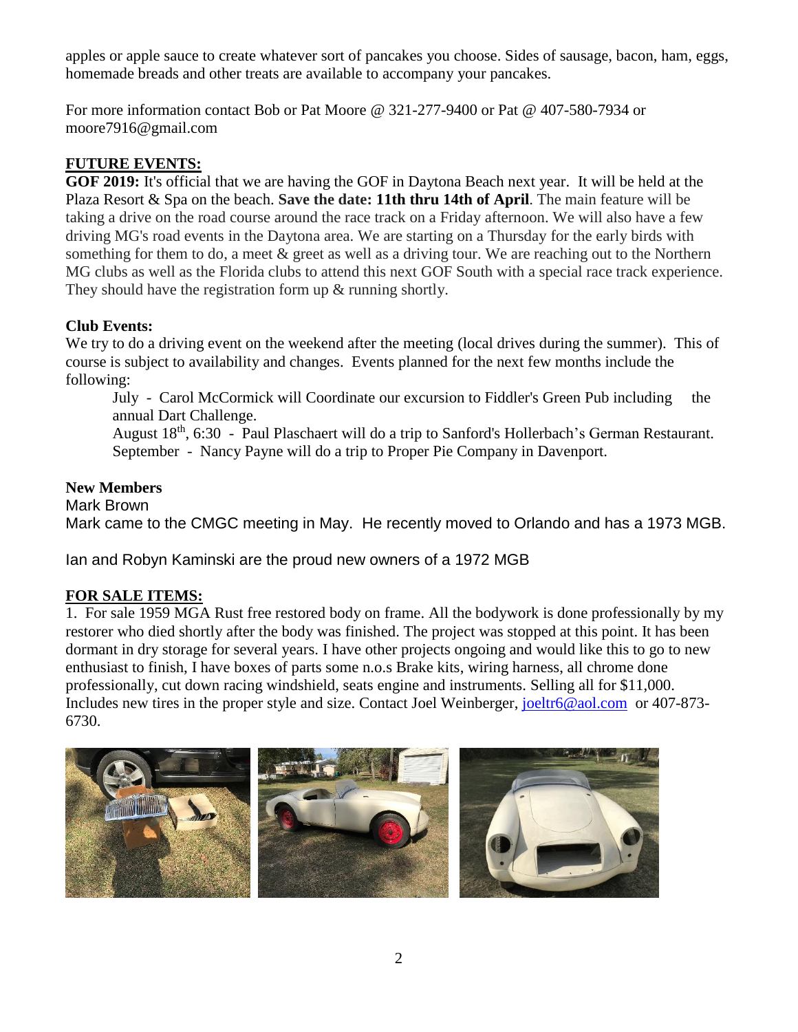apples or apple sauce to create whatever sort of pancakes you choose. Sides of sausage, bacon, ham, eggs, homemade breads and other treats are available to accompany your pancakes.

For more information contact Bob or Pat Moore @ 321-277-9400 or Pat @ 407-580-7934 or moore7916@gmail.com

## FUTURE EVENTS:

**GOF 2019:** It's official that we are having the GOF in Daytona Beach next year. It will be held at the Plaza Resort & Spa on the beach. **Save the date: 11th thru 14th of April**. The main feature will be taking a drive on the road course around the race track on a Friday afternoon. We will also have a few driving MG's road events in the Daytona area. We are starting on a Thursday for the early birds with something for them to do, a meet & greet as well as a driving tour. We are reaching out to the Northern MG clubs as well as the Florida clubs to attend this next GOF South with a special race track experience. They should have the registration form up & running shortly.

**Club Events:**

We try to do a driving event on the weekend after the meeting (local drives during the summer). This of course is subject to availability and changes. Events planned for the next few months include the following:

July - Carol McCormick will Coordinate our excursion to Fiddler's Green Pub including the annual Dart Challenge.
August 18th, 6:30 - Paul Plaschaert will do a trip to Sanford's Hollerbach's German Restaurant.
September - Nancy Payne will do a trip to Proper Pie Company in Davenport.

**New Members**

Mark Brown
Mark came to the CMGC meeting in May. He recently moved to Orlando and has a 1973 MGB.

Ian and Robyn Kaminski are the proud new owners of a 1972 MGB

## FOR SALE ITEMS:

1. For sale 1959 MGA Rust free restored body on frame. All the bodywork is done professionally by my restorer who died shortly after the body was finished. The project was stopped at this point. It has been dormant in dry storage for several years. I have other projects ongoing and would like this to go to new enthusiast to finish, I have boxes of parts some n.o.s Brake kits, wiring harness, all chrome done professionally, cut down racing windshield, seats engine and instruments. Selling all for $11,000. Includes new tires in the proper style and size. Contact Joel Weinberger, joeltr6@aol.com or 407-873-6730.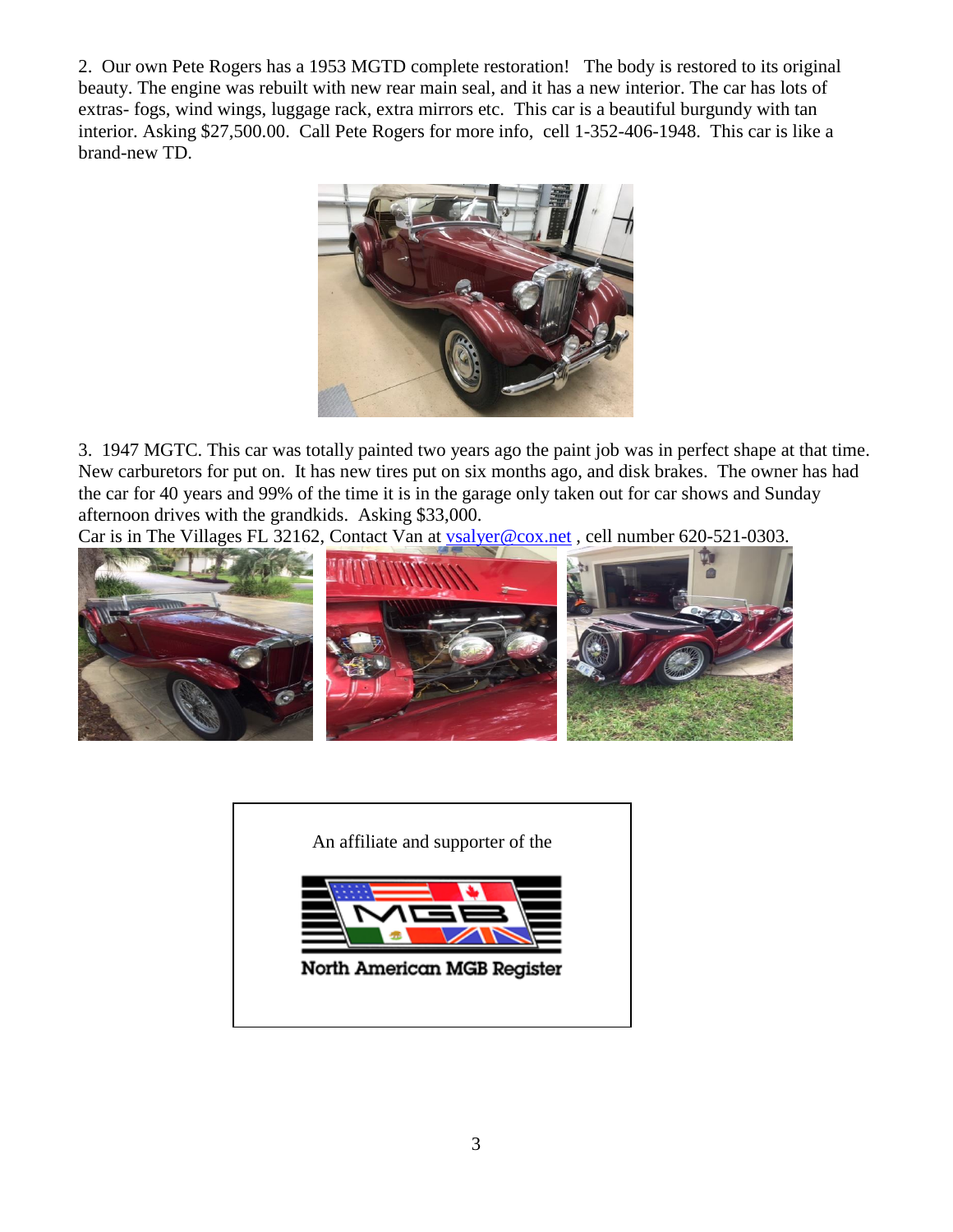2. Our own Pete Rogers has a 1953 MGTD complete restoration! The body is restored to its original beauty. The engine was rebuilt with new rear main seal, and it has a new interior. The car has lots of extras- fogs, wind wings, luggage rack, extra mirrors etc. This car is a beautiful burgundy with tan interior. Asking $27,500.00. Call Pete Rogers for more info, cell 1-352-406-1948. This car is like a brand-new TD.

3. 1947 MGTC. This car was totally painted two years ago the paint job was in perfect shape at that time. New carburetors for put on. It has new tires put on six months ago, and disk brakes. The owner has had the car for 40 years and 99% of the time it is in the garage only taken out for car shows and Sunday afternoon drives with the grandkids. Asking $33,000.

Car is in The Villages FL 32162, Contact Van at vsalyer@cox.net , cell number 620-521-0303.

An affiliate and supporter of the

North American MGB Register